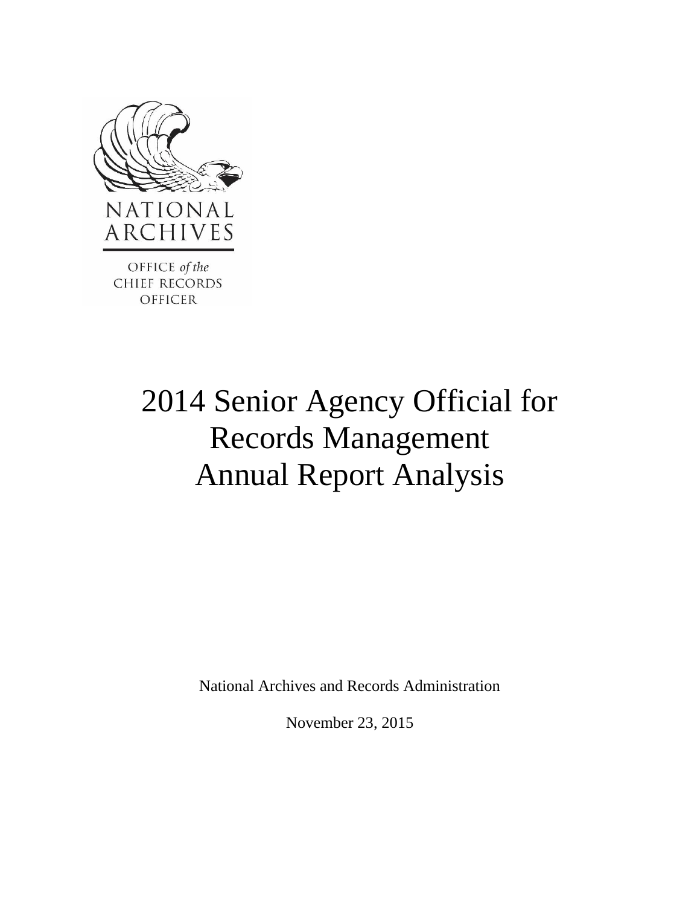NATIONAL ARCHIVES

OFFICE *of the* CHIEF RECORDS OFFICER

# 2014 Senior Agency Official for Records Management Annual Report Analysis

National Archives and Records Administration

November 23, 2015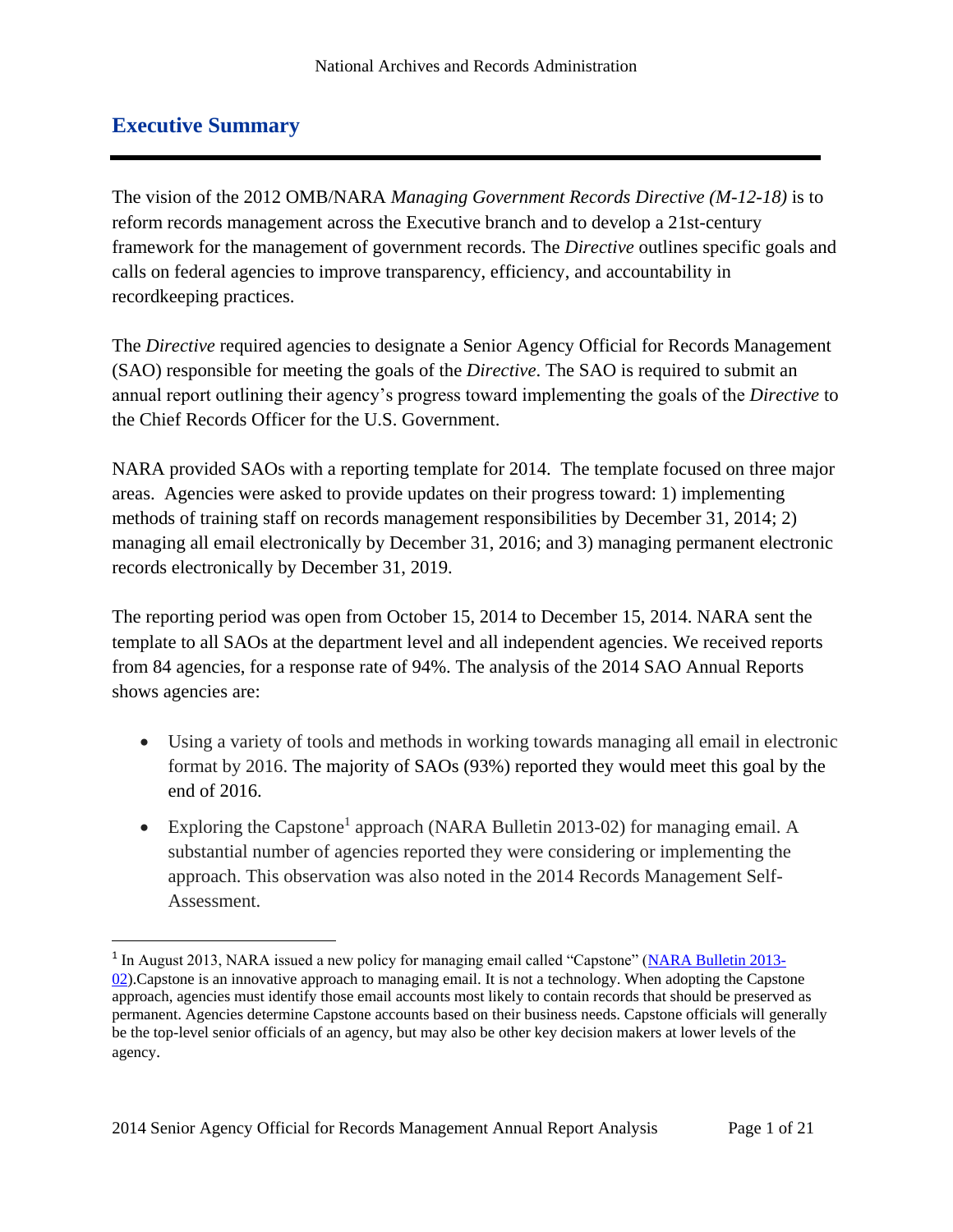## Executive Summary

The vision of the 2012 OMB/NARA *Managing Government Records Directive (M-12-18)* is to reform records management across the Executive branch and to develop a 21st-century framework for the management of government records. The *Directive* outlines specific goals and calls on federal agencies to improve transparency, efficiency, and accountability in recordkeeping practices.

The *Directive* required agencies to designate a Senior Agency Official for Records Management (SAO) responsible for meeting the goals of the *Directive*. The SAO is required to submit an annual report outlining their agency's progress toward implementing the goals of the *Directive* to the Chief Records Officer for the U.S. Government.

NARA provided SAOs with a reporting template for 2014. The template focused on three major areas. Agencies were asked to provide updates on their progress toward: 1) implementing methods of training staff on records management responsibilities by December 31, 2014; 2) managing all email electronically by December 31, 2016; and 3) managing permanent electronic records electronically by December 31, 2019.

The reporting period was open from October 15, 2014 to December 15, 2014. NARA sent the template to all SAOs at the department level and all independent agencies. We received reports from 84 agencies, for a response rate of 94%. The analysis of the 2014 SAO Annual Reports shows agencies are:

- Using a variety of tools and methods in working towards managing all email in electronic format by 2016. The majority of SAOs (93%) reported they would meet this goal by the end of 2016.
- Exploring the Capstone[1] approach (NARA Bulletin 2013-02) for managing email. A substantial number of agencies reported they were considering or implementing the approach. This observation was also noted in the 2014 Records Management Self-Assessment.

[1] In August 2013, NARA issued a new policy for managing email called "Capstone" (NARA Bulletin 2013-02).Capstone is an innovative approach to managing email. It is not a technology. When adopting the Capstone approach, agencies must identify those email accounts most likely to contain records that should be preserved as permanent. Agencies determine Capstone accounts based on their business needs. Capstone officials will generally be the top-level senior officials of an agency, but may also be other key decision makers at lower levels of the agency.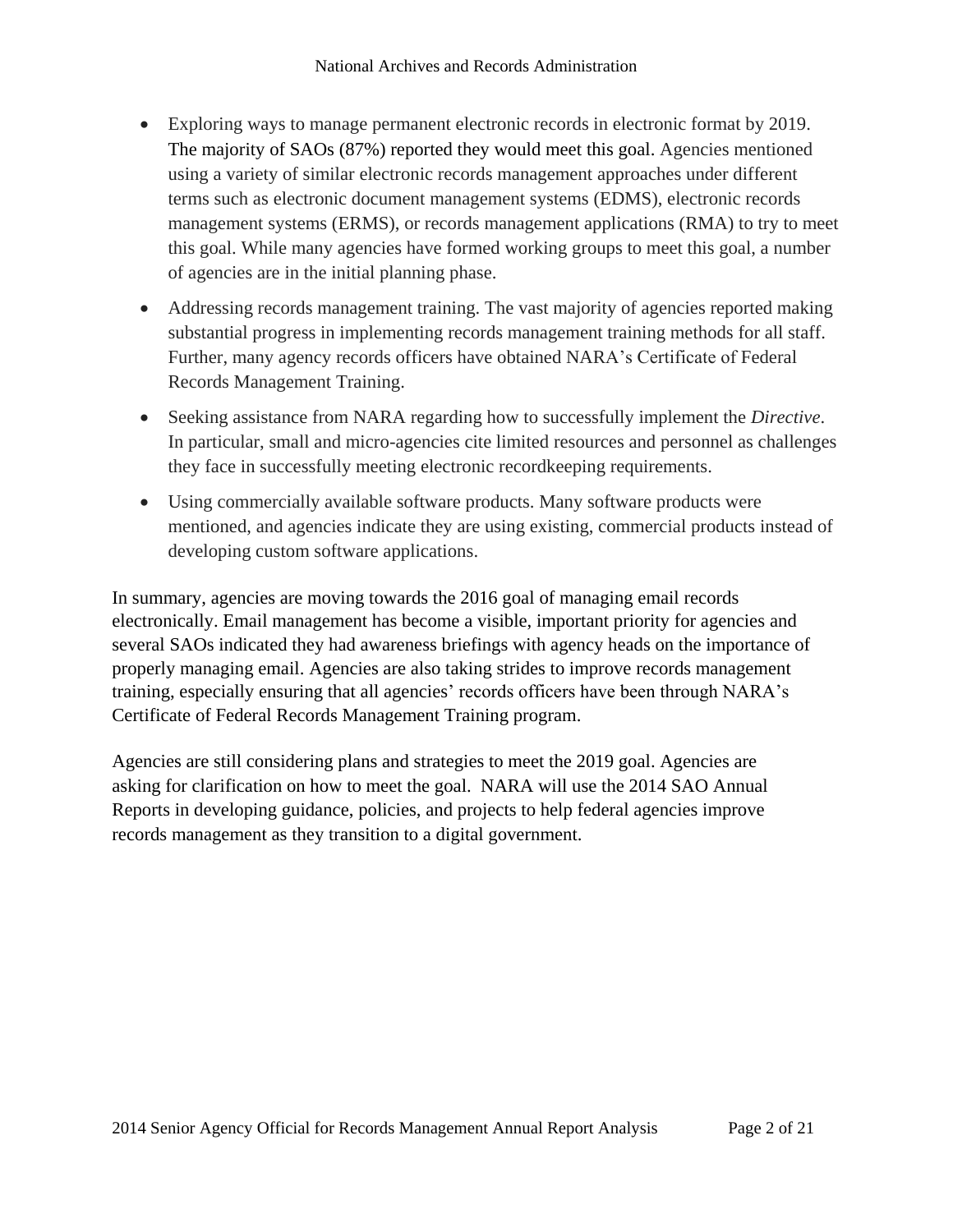- Exploring ways to manage permanent electronic records in electronic format by 2019. The majority of SAOs (87%) reported they would meet this goal. Agencies mentioned using a variety of similar electronic records management approaches under different terms such as electronic document management systems (EDMS), electronic records management systems (ERMS), or records management applications (RMA) to try to meet this goal. While many agencies have formed working groups to meet this goal, a number of agencies are in the initial planning phase.
- Addressing records management training. The vast majority of agencies reported making substantial progress in implementing records management training methods for all staff. Further, many agency records officers have obtained NARA's Certificate of Federal Records Management Training.
- Seeking assistance from NARA regarding how to successfully implement the *Directive*. In particular, small and micro-agencies cite limited resources and personnel as challenges they face in successfully meeting electronic recordkeeping requirements.
- Using commercially available software products. Many software products were mentioned, and agencies indicate they are using existing, commercial products instead of developing custom software applications.

In summary, agencies are moving towards the 2016 goal of managing email records electronically. Email management has become a visible, important priority for agencies and several SAOs indicated they had awareness briefings with agency heads on the importance of properly managing email. Agencies are also taking strides to improve records management training, especially ensuring that all agencies' records officers have been through NARA's Certificate of Federal Records Management Training program.

Agencies are still considering plans and strategies to meet the 2019 goal. Agencies are asking for clarification on how to meet the goal. NARA will use the 2014 SAO Annual Reports in developing guidance, policies, and projects to help federal agencies improve records management as they transition to a digital government.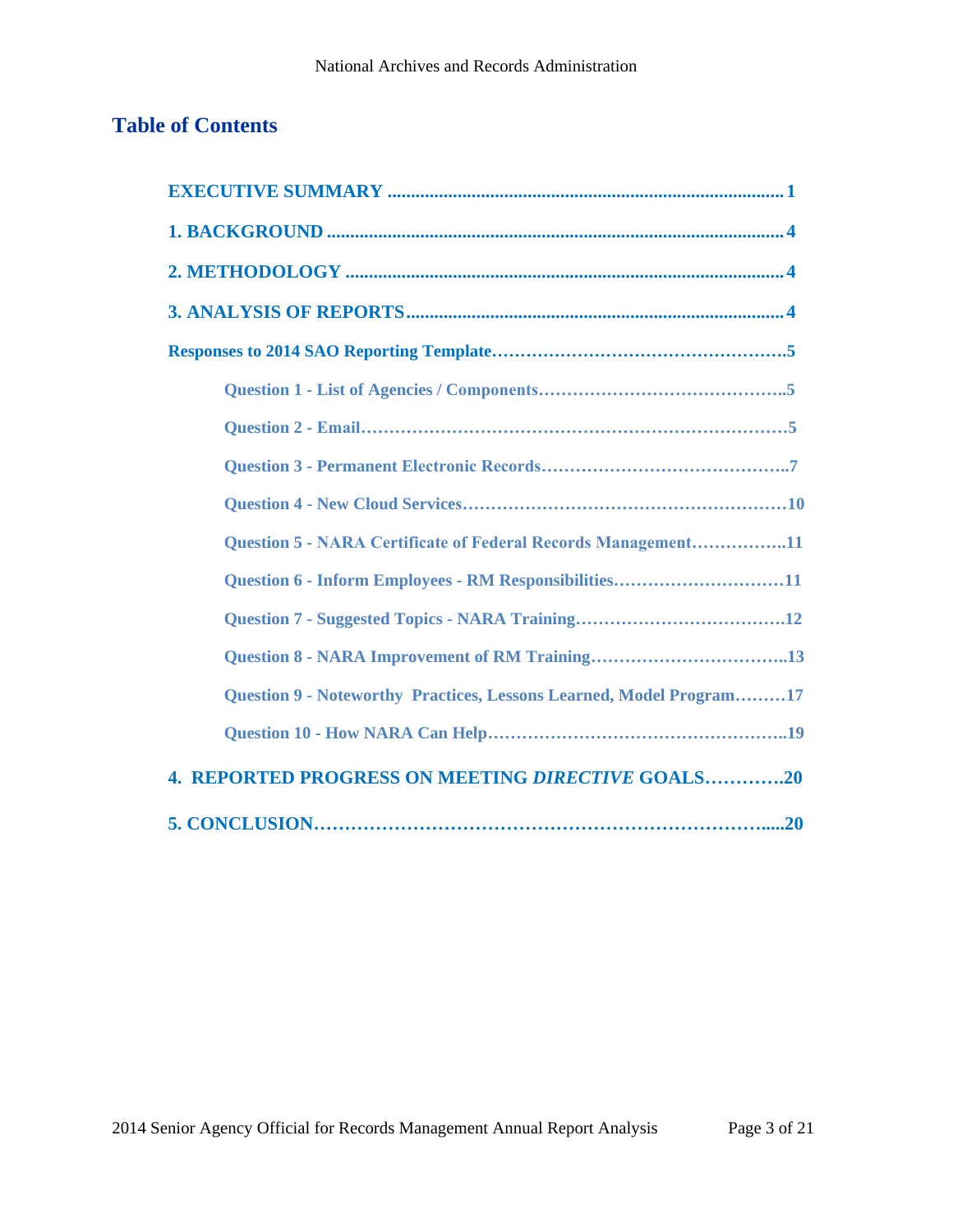## Table of Contents

**EXECUTIVE SUMMARY** .......................................................................................... 1

**1. BACKGROUND** ................................................................................................ 4

**2. METHODOLOGY** ............................................................................................ 4

**3. ANALYSIS OF REPORTS** ................................................................................ 4

**Responses to 2014 SAO Reporting Template**……………………………………………5

- **Question 1 - List of Agencies / Components**……………………………………..5
- **Question 2 - Email**………………………………………………………………5
- **Question 3 - Permanent Electronic Records**……………………………………..7
- **Question 4 - New Cloud Services**…………………………………………………10
- **Question 5 - NARA Certificate of Federal Records Management**……………..11
- **Question 6 - Inform Employees - RM Responsibilities**…………………………11
- **Question 7 - Suggested Topics - NARA Training**………………………………12
- **Question 8 - NARA Improvement of RM Training**……………………………..13
- **Question 9 - Noteworthy Practices, Lessons Learned, Model Program**………17
- **Question 10 - How NARA Can Help**……………………………………………..19

**4. REPORTED PROGRESS ON MEETING *DIRECTIVE* GOALS**………….20

**5. CONCLUSION**……………………………………………………………….....20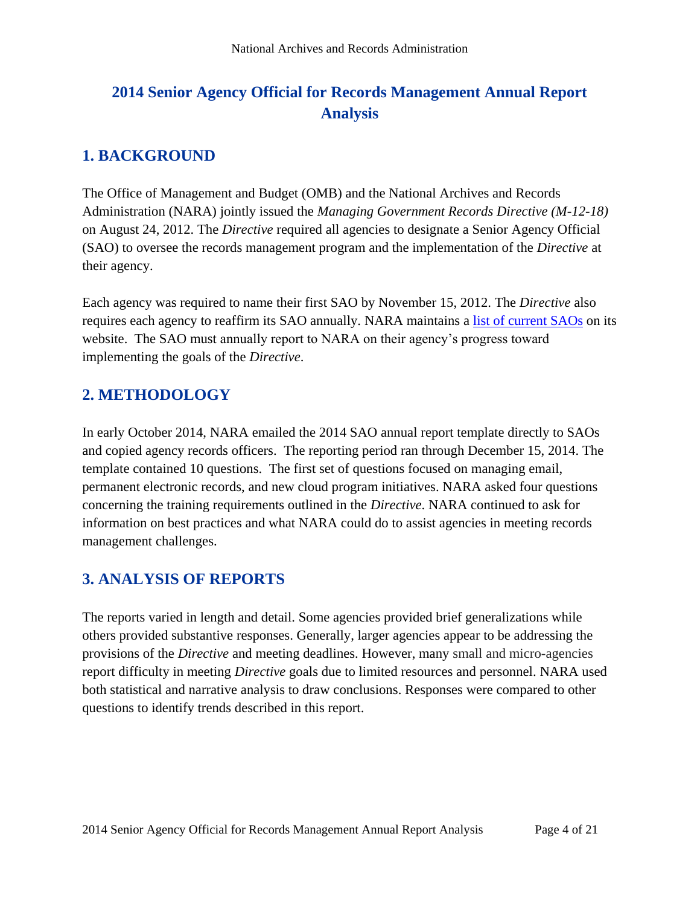# 2014 Senior Agency Official for Records Management Annual Report Analysis

## 1. BACKGROUND

The Office of Management and Budget (OMB) and the National Archives and Records Administration (NARA) jointly issued the *Managing Government Records Directive (M-12-18)* on August 24, 2012. The *Directive* required all agencies to designate a Senior Agency Official (SAO) to oversee the records management program and the implementation of the *Directive* at their agency.

Each agency was required to name their first SAO by November 15, 2012. The *Directive* also requires each agency to reaffirm its SAO annually. NARA maintains a list of current SAOs on its website. The SAO must annually report to NARA on their agency's progress toward implementing the goals of the *Directive*.

## 2. METHODOLOGY

In early October 2014, NARA emailed the 2014 SAO annual report template directly to SAOs and copied agency records officers. The reporting period ran through December 15, 2014. The template contained 10 questions. The first set of questions focused on managing email, permanent electronic records, and new cloud program initiatives. NARA asked four questions concerning the training requirements outlined in the *Directive*. NARA continued to ask for information on best practices and what NARA could do to assist agencies in meeting records management challenges.

## 3. ANALYSIS OF REPORTS

The reports varied in length and detail. Some agencies provided brief generalizations while others provided substantive responses. Generally, larger agencies appear to be addressing the provisions of the *Directive* and meeting deadlines. However, many small and micro-agencies report difficulty in meeting *Directive* goals due to limited resources and personnel. NARA used both statistical and narrative analysis to draw conclusions. Responses were compared to other questions to identify trends described in this report.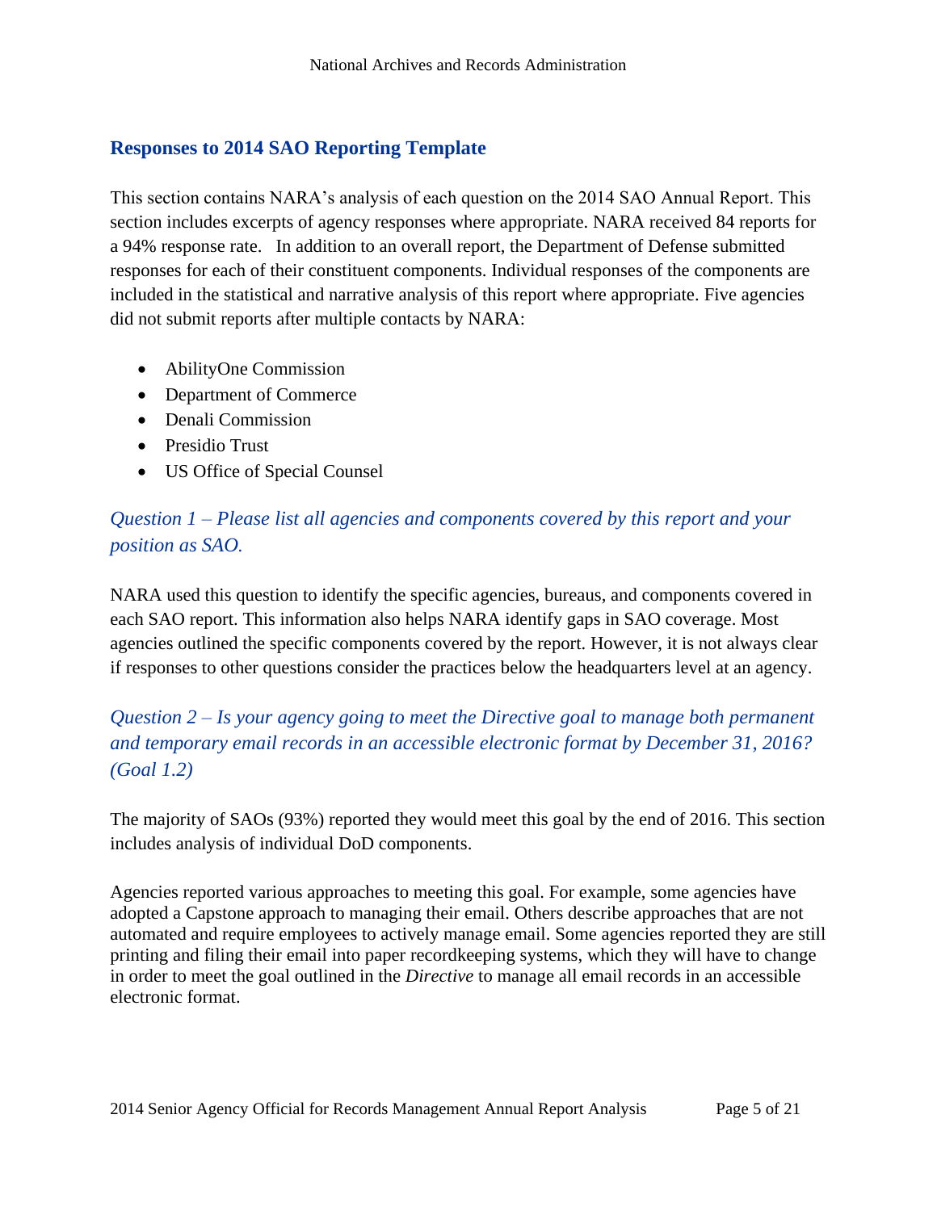## Responses to 2014 SAO Reporting Template

This section contains NARA's analysis of each question on the 2014 SAO Annual Report. This section includes excerpts of agency responses where appropriate. NARA received 84 reports for a 94% response rate. In addition to an overall report, the Department of Defense submitted responses for each of their constituent components. Individual responses of the components are included in the statistical and narrative analysis of this report where appropriate. Five agencies did not submit reports after multiple contacts by NARA:

- AbilityOne Commission
- Department of Commerce
- Denali Commission
- Presidio Trust
- US Office of Special Counsel

### *Question 1 – Please list all agencies and components covered by this report and your position as SAO.*

NARA used this question to identify the specific agencies, bureaus, and components covered in each SAO report. This information also helps NARA identify gaps in SAO coverage. Most agencies outlined the specific components covered by the report. However, it is not always clear if responses to other questions consider the practices below the headquarters level at an agency.

### *Question 2 – Is your agency going to meet the Directive goal to manage both permanent and temporary email records in an accessible electronic format by December 31, 2016? (Goal 1.2)*

The majority of SAOs (93%) reported they would meet this goal by the end of 2016. This section includes analysis of individual DoD components.

Agencies reported various approaches to meeting this goal. For example, some agencies have adopted a Capstone approach to managing their email. Others describe approaches that are not automated and require employees to actively manage email. Some agencies reported they are still printing and filing their email into paper recordkeeping systems, which they will have to change in order to meet the goal outlined in the *Directive* to manage all email records in an accessible electronic format.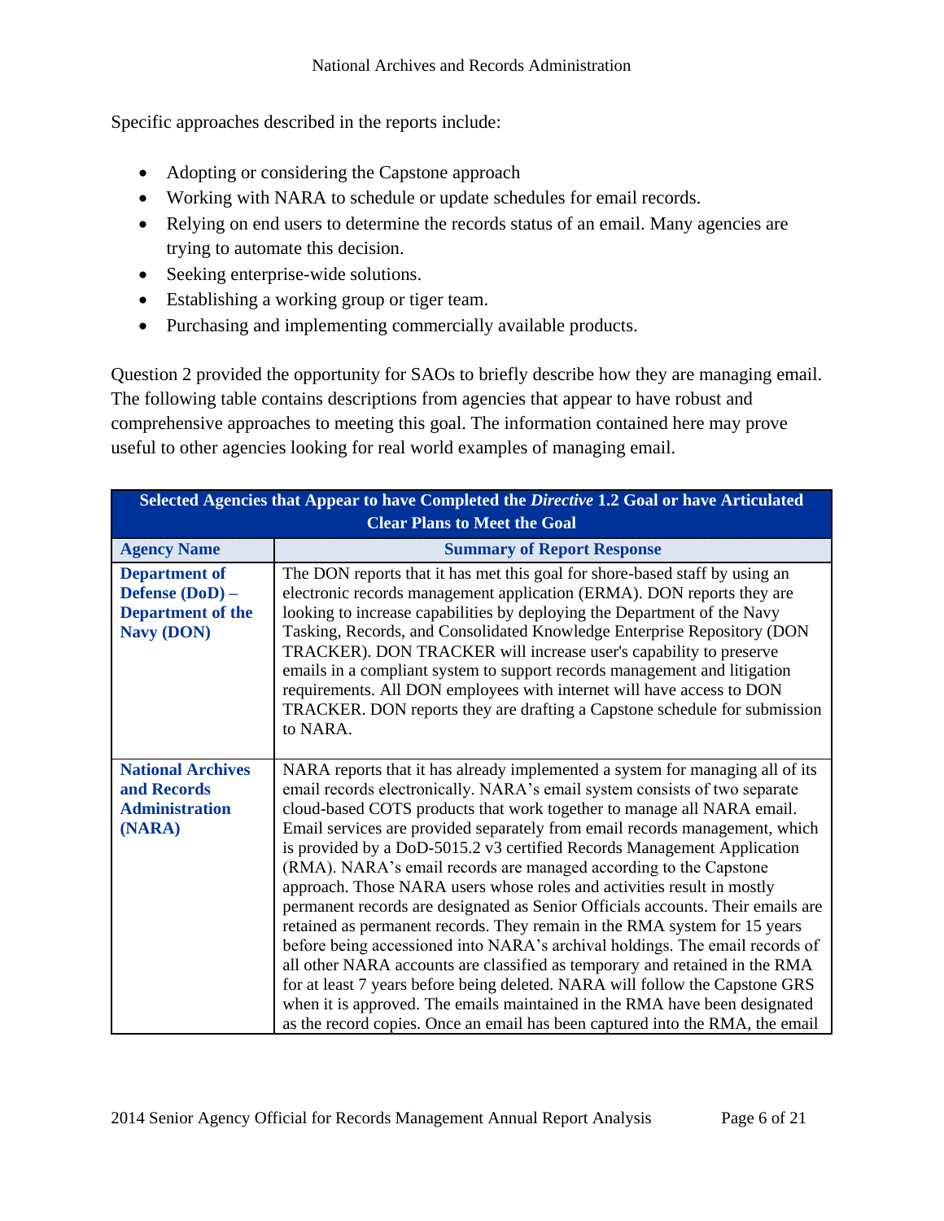Specific approaches described in the reports include:

- Adopting or considering the Capstone approach
- Working with NARA to schedule or update schedules for email records.
- Relying on end users to determine the records status of an email. Many agencies are trying to automate this decision.
- Seeking enterprise-wide solutions.
- Establishing a working group or tiger team.
- Purchasing and implementing commercially available products.

Question 2 provided the opportunity for SAOs to briefly describe how they are managing email. The following table contains descriptions from agencies that appear to have robust and comprehensive approaches to meeting this goal. The information contained here may prove useful to other agencies looking for real world examples of managing email.

| Selected Agencies that Appear to have Completed the *Directive* 1.2 Goal or have Articulated Clear Plans to Meet the Goal | |
|---|---|
| **Agency Name** | **Summary of Report Response** |
| **Department of Defense (DoD) – Department of the Navy (DON)** | The DON reports that it has met this goal for shore-based staff by using an electronic records management application (ERMA). DON reports they are looking to increase capabilities by deploying the Department of the Navy Tasking, Records, and Consolidated Knowledge Enterprise Repository (DON TRACKER). DON TRACKER will increase user's capability to preserve emails in a compliant system to support records management and litigation requirements. All DON employees with internet will have access to DON TRACKER. DON reports they are drafting a Capstone schedule for submission to NARA. |
| **National Archives and Records Administration (NARA)** | NARA reports that it has already implemented a system for managing all of its email records electronically. NARA's email system consists of two separate cloud-based COTS products that work together to manage all NARA email. Email services are provided separately from email records management, which is provided by a DoD-5015.2 v3 certified Records Management Application (RMA). NARA's email records are managed according to the Capstone approach. Those NARA users whose roles and activities result in mostly permanent records are designated as Senior Officials accounts. Their emails are retained as permanent records. They remain in the RMA system for 15 years before being accessioned into NARA's archival holdings. The email records of all other NARA accounts are classified as temporary and retained in the RMA for at least 7 years before being deleted. NARA will follow the Capstone GRS when it is approved. The emails maintained in the RMA have been designated as the record copies. Once an email has been captured into the RMA, the email |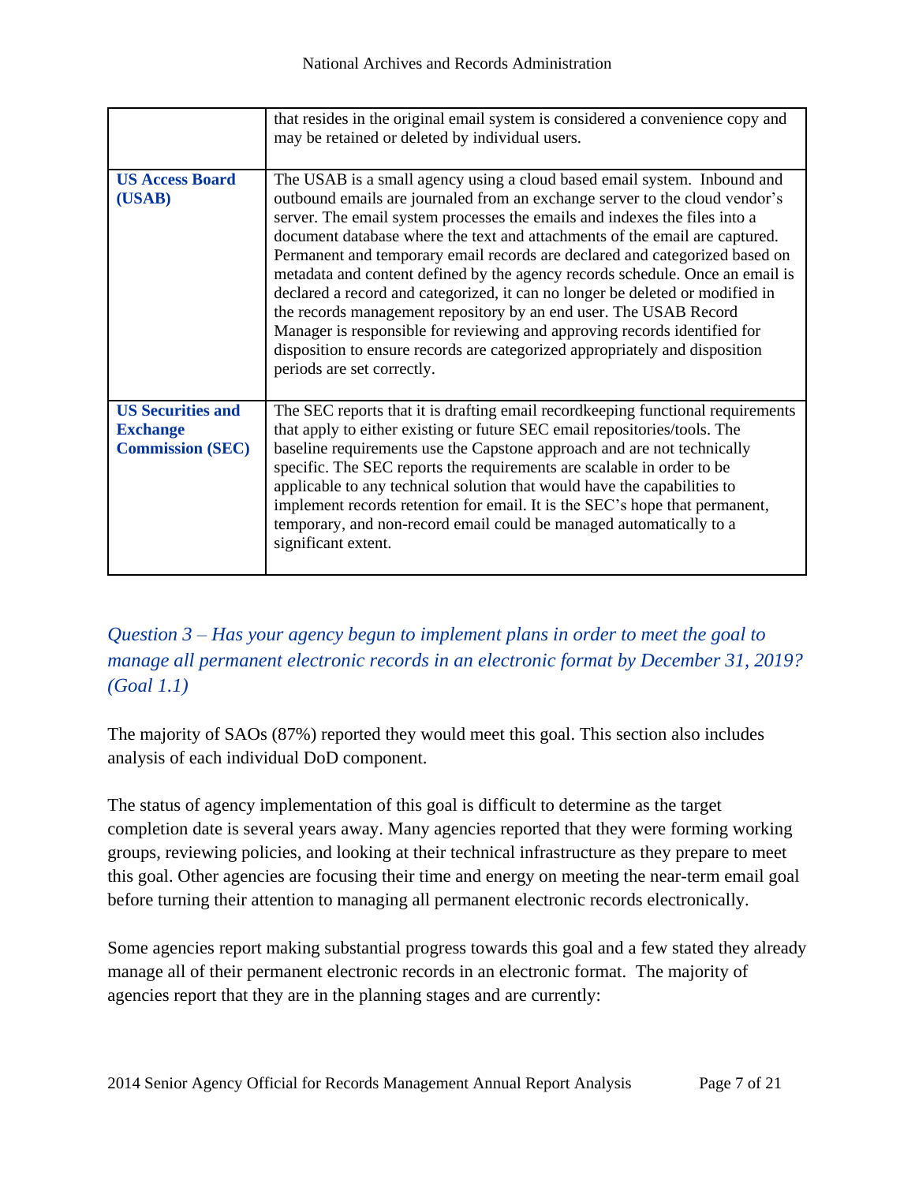| | |
|---|---|
| | that resides in the original email system is considered a convenience copy and may be retained or deleted by individual users. |
| **US Access Board (USAB)** | The USAB is a small agency using a cloud based email system. Inbound and outbound emails are journaled from an exchange server to the cloud vendor's server. The email system processes the emails and indexes the files into a document database where the text and attachments of the email are captured. Permanent and temporary email records are declared and categorized based on metadata and content defined by the agency records schedule. Once an email is declared a record and categorized, it can no longer be deleted or modified in the records management repository by an end user. The USAB Record Manager is responsible for reviewing and approving records identified for disposition to ensure records are categorized appropriately and disposition periods are set correctly. |
| **US Securities and Exchange Commission (SEC)** | The SEC reports that it is drafting email recordkeeping functional requirements that apply to either existing or future SEC email repositories/tools. The baseline requirements use the Capstone approach and are not technically specific. The SEC reports the requirements are scalable in order to be applicable to any technical solution that would have the capabilities to implement records retention for email. It is the SEC's hope that permanent, temporary, and non-record email could be managed automatically to a significant extent. |

### *Question 3 – Has your agency begun to implement plans in order to meet the goal to manage all permanent electronic records in an electronic format by December 31, 2019? (Goal 1.1)*

The majority of SAOs (87%) reported they would meet this goal. This section also includes analysis of each individual DoD component.

The status of agency implementation of this goal is difficult to determine as the target completion date is several years away. Many agencies reported that they were forming working groups, reviewing policies, and looking at their technical infrastructure as they prepare to meet this goal. Other agencies are focusing their time and energy on meeting the near-term email goal before turning their attention to managing all permanent electronic records electronically.

Some agencies report making substantial progress towards this goal and a few stated they already manage all of their permanent electronic records in an electronic format. The majority of agencies report that they are in the planning stages and are currently: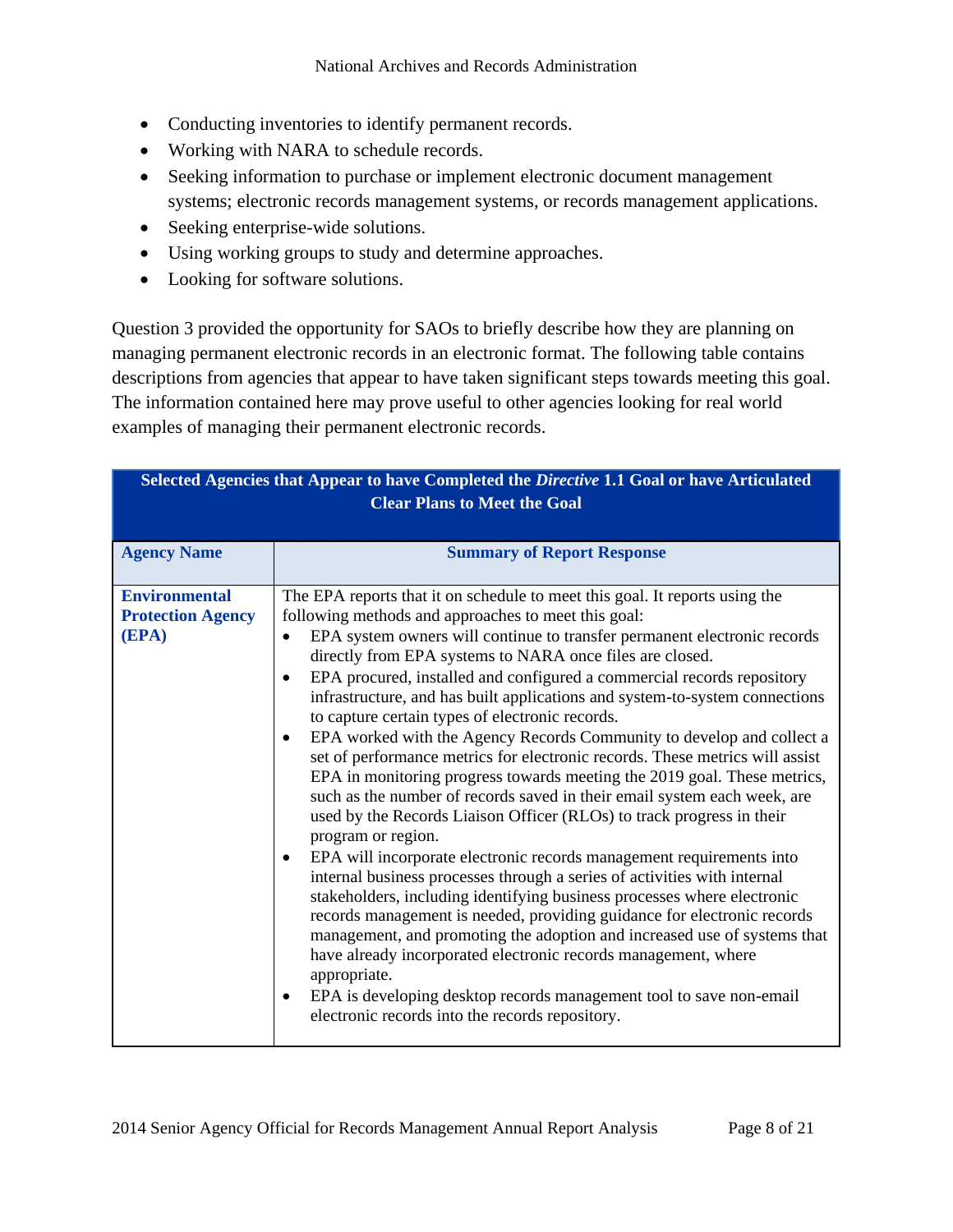- Conducting inventories to identify permanent records.
- Working with NARA to schedule records.
- Seeking information to purchase or implement electronic document management systems; electronic records management systems, or records management applications.
- Seeking enterprise-wide solutions.
- Using working groups to study and determine approaches.
- Looking for software solutions.

Question 3 provided the opportunity for SAOs to briefly describe how they are planning on managing permanent electronic records in an electronic format. The following table contains descriptions from agencies that appear to have taken significant steps towards meeting this goal. The information contained here may prove useful to other agencies looking for real world examples of managing their permanent electronic records.

| **Selected Agencies that Appear to have Completed the *Directive* 1.1 Goal or have Articulated Clear Plans to Meet the Goal** | |
|---|---|
| **Agency Name** | **Summary of Report Response** |
| **Environmental Protection Agency (EPA)** | The EPA reports that it on schedule to meet this goal. It reports using the following methods and approaches to meet this goal:<br>• EPA system owners will continue to transfer permanent electronic records directly from EPA systems to NARA once files are closed.<br>• EPA procured, installed and configured a commercial records repository infrastructure, and has built applications and system-to-system connections to capture certain types of electronic records.<br>• EPA worked with the Agency Records Community to develop and collect a set of performance metrics for electronic records. These metrics will assist EPA in monitoring progress towards meeting the 2019 goal. These metrics, such as the number of records saved in their email system each week, are used by the Records Liaison Officer (RLOs) to track progress in their program or region.<br>• EPA will incorporate electronic records management requirements into internal business processes through a series of activities with internal stakeholders, including identifying business processes where electronic records management is needed, providing guidance for electronic records management, and promoting the adoption and increased use of systems that have already incorporated electronic records management, where appropriate.<br>• EPA is developing desktop records management tool to save non-email electronic records into the records repository. |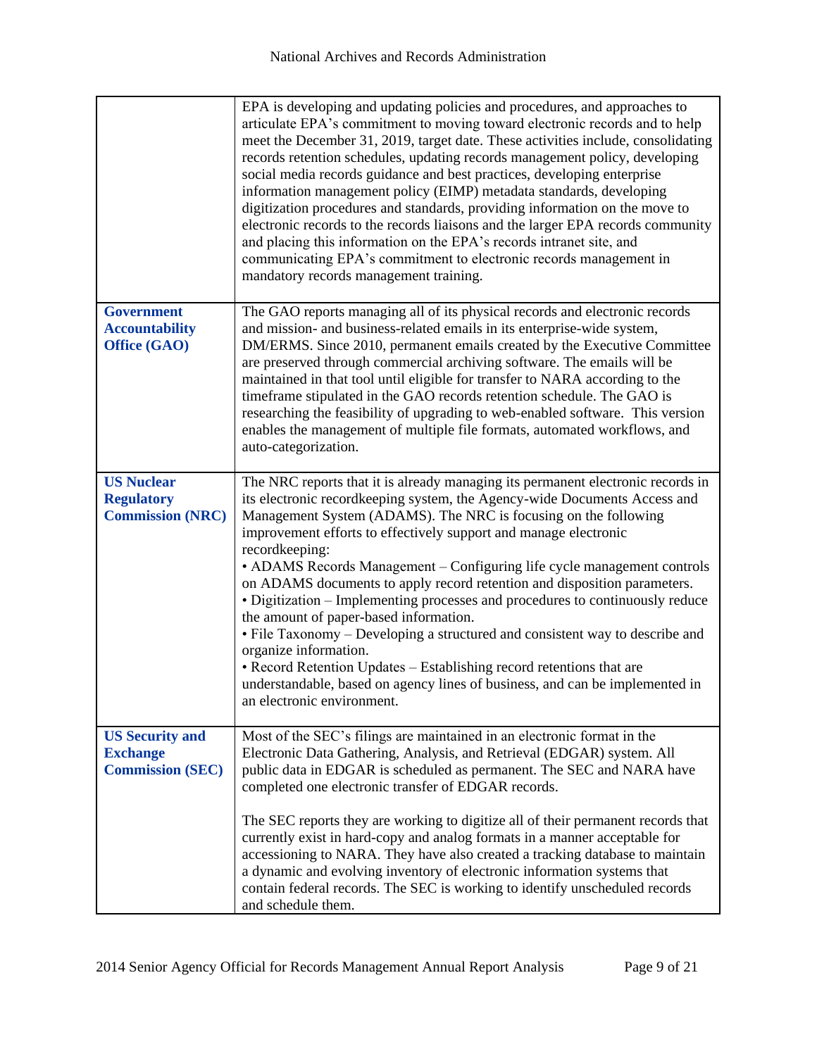| | |
|---|---|
| | EPA is developing and updating policies and procedures, and approaches to articulate EPA's commitment to moving toward electronic records and to help meet the December 31, 2019, target date. These activities include, consolidating records retention schedules, updating records management policy, developing social media records guidance and best practices, developing enterprise information management policy (EIMP) metadata standards, developing digitization procedures and standards, providing information on the move to electronic records to the records liaisons and the larger EPA records community and placing this information on the EPA's records intranet site, and communicating EPA's commitment to electronic records management in mandatory records management training. |
| **Government Accountability Office (GAO)** | The GAO reports managing all of its physical records and electronic records and mission- and business-related emails in its enterprise-wide system, DM/ERMS. Since 2010, permanent emails created by the Executive Committee are preserved through commercial archiving software. The emails will be maintained in that tool until eligible for transfer to NARA according to the timeframe stipulated in the GAO records retention schedule. The GAO is researching the feasibility of upgrading to web-enabled software. This version enables the management of multiple file formats, automated workflows, and auto-categorization. |
| **US Nuclear Regulatory Commission (NRC)** | The NRC reports that it is already managing its permanent electronic records in its electronic recordkeeping system, the Agency-wide Documents Access and Management System (ADAMS). The NRC is focusing on the following improvement efforts to effectively support and manage electronic recordkeeping:<br>• ADAMS Records Management – Configuring life cycle management controls on ADAMS documents to apply record retention and disposition parameters.<br>• Digitization – Implementing processes and procedures to continuously reduce the amount of paper-based information.<br>• File Taxonomy – Developing a structured and consistent way to describe and organize information.<br>• Record Retention Updates – Establishing record retentions that are understandable, based on agency lines of business, and can be implemented in an electronic environment. |
| **US Security and Exchange Commission (SEC)** | Most of the SEC's filings are maintained in an electronic format in the Electronic Data Gathering, Analysis, and Retrieval (EDGAR) system. All public data in EDGAR is scheduled as permanent. The SEC and NARA have completed one electronic transfer of EDGAR records.<br><br>The SEC reports they are working to digitize all of their permanent records that currently exist in hard-copy and analog formats in a manner acceptable for accessioning to NARA. They have also created a tracking database to maintain a dynamic and evolving inventory of electronic information systems that contain federal records. The SEC is working to identify unscheduled records and schedule them. |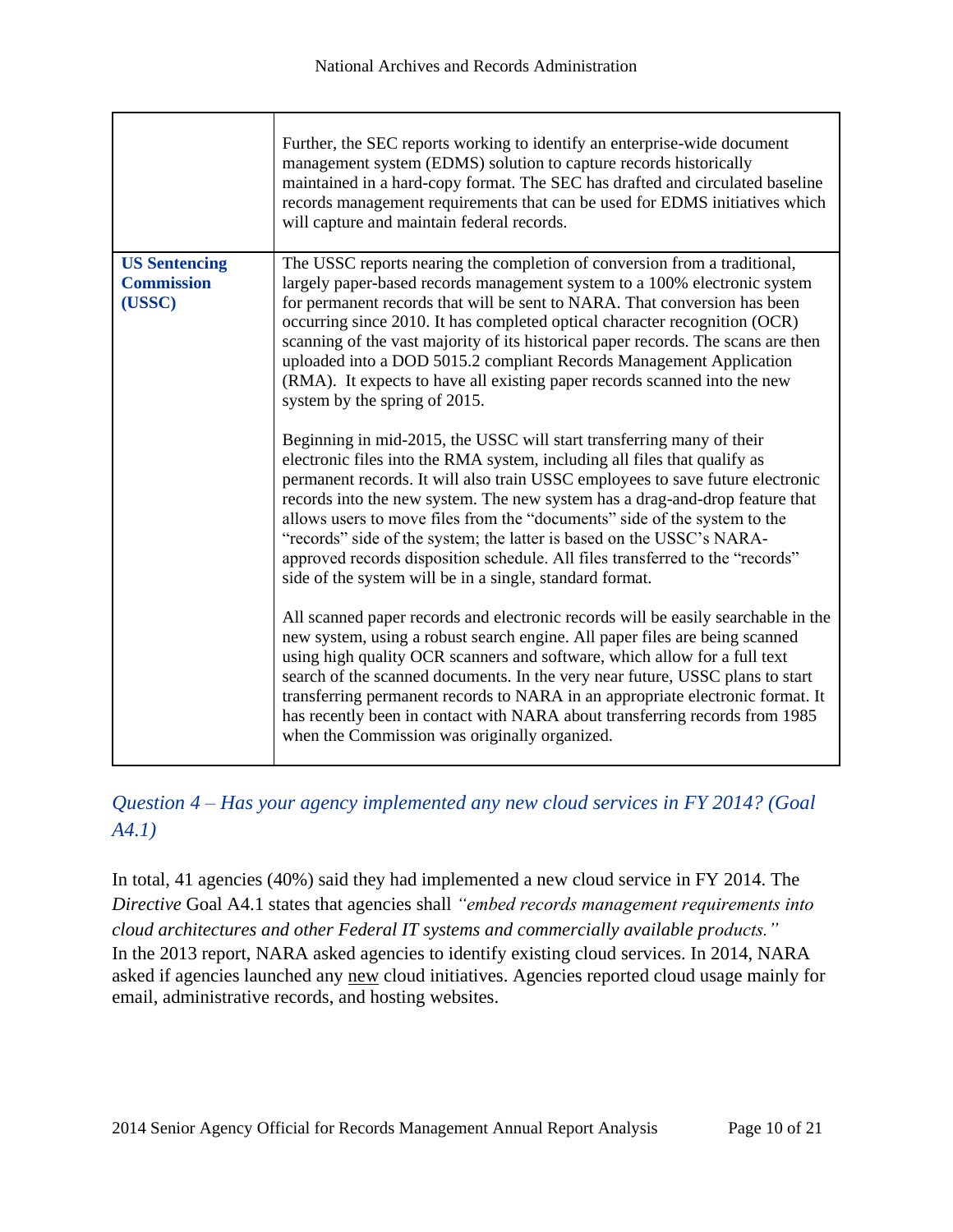| | |
|---|---|
| | Further, the SEC reports working to identify an enterprise-wide document management system (EDMS) solution to capture records historically maintained in a hard-copy format. The SEC has drafted and circulated baseline records management requirements that can be used for EDMS initiatives which will capture and maintain federal records. |
| **US Sentencing Commission (USSC)** | The USSC reports nearing the completion of conversion from a traditional, largely paper-based records management system to a 100% electronic system for permanent records that will be sent to NARA. That conversion has been occurring since 2010. It has completed optical character recognition (OCR) scanning of the vast majority of its historical paper records. The scans are then uploaded into a DOD 5015.2 compliant Records Management Application (RMA). It expects to have all existing paper records scanned into the new system by the spring of 2015.<br><br>Beginning in mid-2015, the USSC will start transferring many of their electronic files into the RMA system, including all files that qualify as permanent records. It will also train USSC employees to save future electronic records into the new system. The new system has a drag-and-drop feature that allows users to move files from the "documents" side of the system to the "records" side of the system; the latter is based on the USSC's NARA-approved records disposition schedule. All files transferred to the "records" side of the system will be in a single, standard format.<br><br>All scanned paper records and electronic records will be easily searchable in the new system, using a robust search engine. All paper files are being scanned using high quality OCR scanners and software, which allow for a full text search of the scanned documents. In the very near future, USSC plans to start transferring permanent records to NARA in an appropriate electronic format. It has recently been in contact with NARA about transferring records from 1985 when the Commission was originally organized. |

### *Question 4 – Has your agency implemented any new cloud services in FY 2014? (Goal A4.1)*

In total, 41 agencies (40%) said they had implemented a new cloud service in FY 2014. The *Directive* Goal A4.1 states that agencies shall *"embed records management requirements into cloud architectures and other Federal IT systems and commercially available products."* In the 2013 report, NARA asked agencies to identify existing cloud services. In 2014, NARA asked if agencies launched any new cloud initiatives. Agencies reported cloud usage mainly for email, administrative records, and hosting websites.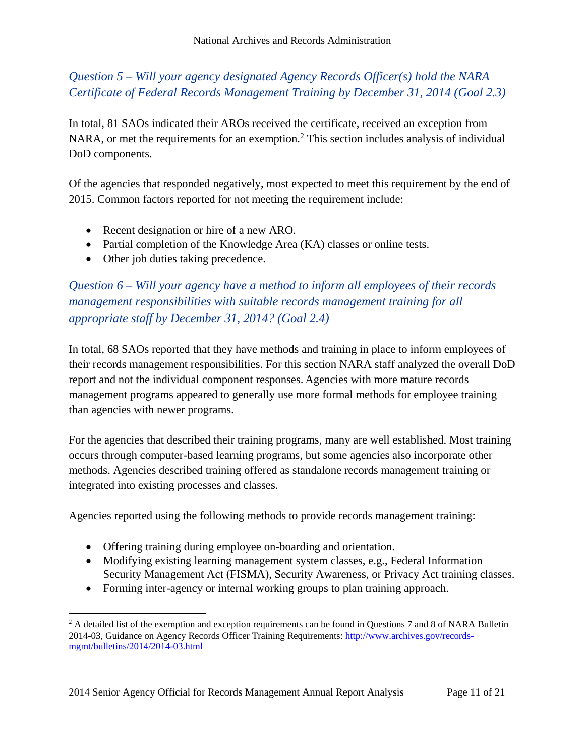### *Question 5 – Will your agency designated Agency Records Officer(s) hold the NARA Certificate of Federal Records Management Training by December 31, 2014 (Goal 2.3)*

In total, 81 SAOs indicated their AROs received the certificate, received an exception from NARA, or met the requirements for an exemption.[2] This section includes analysis of individual DoD components.

Of the agencies that responded negatively, most expected to meet this requirement by the end of 2015. Common factors reported for not meeting the requirement include:

- Recent designation or hire of a new ARO.
- Partial completion of the Knowledge Area (KA) classes or online tests.
- Other job duties taking precedence.

### *Question 6 – Will your agency have a method to inform all employees of their records management responsibilities with suitable records management training for all appropriate staff by December 31, 2014? (Goal 2.4)*

In total, 68 SAOs reported that they have methods and training in place to inform employees of their records management responsibilities. For this section NARA staff analyzed the overall DoD report and not the individual component responses. Agencies with more mature records management programs appeared to generally use more formal methods for employee training than agencies with newer programs.

For the agencies that described their training programs, many are well established. Most training occurs through computer-based learning programs, but some agencies also incorporate other methods. Agencies described training offered as standalone records management training or integrated into existing processes and classes.

Agencies reported using the following methods to provide records management training:

- Offering training during employee on-boarding and orientation.
- Modifying existing learning management system classes, e.g., Federal Information Security Management Act (FISMA), Security Awareness, or Privacy Act training classes.
- Forming inter-agency or internal working groups to plan training approach.

---

[2] A detailed list of the exemption and exception requirements can be found in Questions 7 and 8 of NARA Bulletin 2014-03, Guidance on Agency Records Officer Training Requirements: http://www.archives.gov/records-mgmt/bulletins/2014/2014-03.html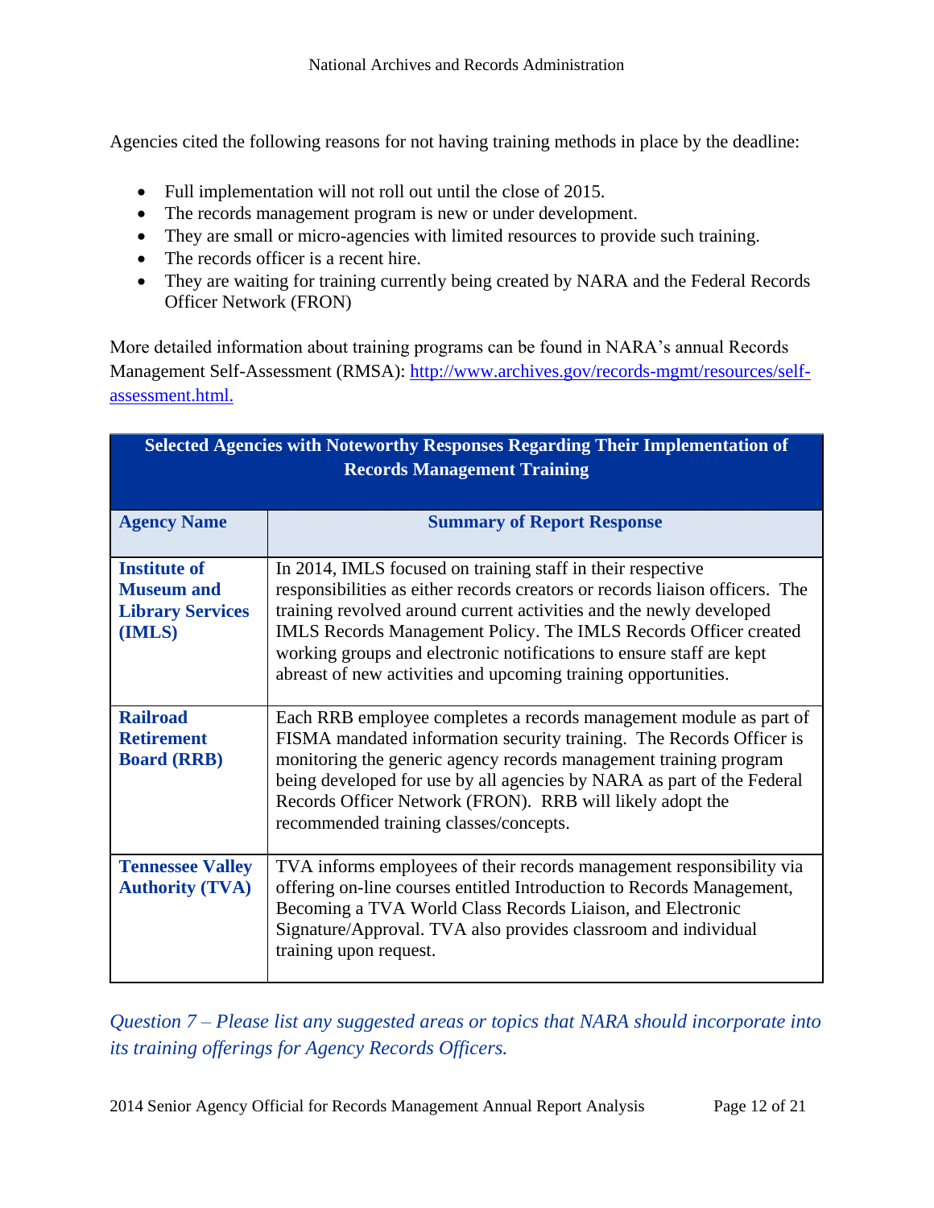Agencies cited the following reasons for not having training methods in place by the deadline:

- Full implementation will not roll out until the close of 2015.
- The records management program is new or under development.
- They are small or micro-agencies with limited resources to provide such training.
- The records officer is a recent hire.
- They are waiting for training currently being created by NARA and the Federal Records Officer Network (FRON)

More detailed information about training programs can be found in NARA's annual Records Management Self-Assessment (RMSA): [http://www.archives.gov/records-mgmt/resources/self-assessment.html.](http://www.archives.gov/records-mgmt/resources/self-assessment.html)

| Selected Agencies with Noteworthy Responses Regarding Their Implementation of Records Management Training | |
|---|---|
| **Agency Name** | **Summary of Report Response** |
| **Institute of Museum and Library Services (IMLS)** | In 2014, IMLS focused on training staff in their respective responsibilities as either records creators or records liaison officers. The training revolved around current activities and the newly developed IMLS Records Management Policy. The IMLS Records Officer created working groups and electronic notifications to ensure staff are kept abreast of new activities and upcoming training opportunities. |
| **Railroad Retirement Board (RRB)** | Each RRB employee completes a records management module as part of FISMA mandated information security training. The Records Officer is monitoring the generic agency records management training program being developed for use by all agencies by NARA as part of the Federal Records Officer Network (FRON). RRB will likely adopt the recommended training classes/concepts. |
| **Tennessee Valley Authority (TVA)** | TVA informs employees of their records management responsibility via offering on-line courses entitled Introduction to Records Management, Becoming a TVA World Class Records Liaison, and Electronic Signature/Approval. TVA also provides classroom and individual training upon request. |

*Question 7 – Please list any suggested areas or topics that NARA should incorporate into its training offerings for Agency Records Officers.*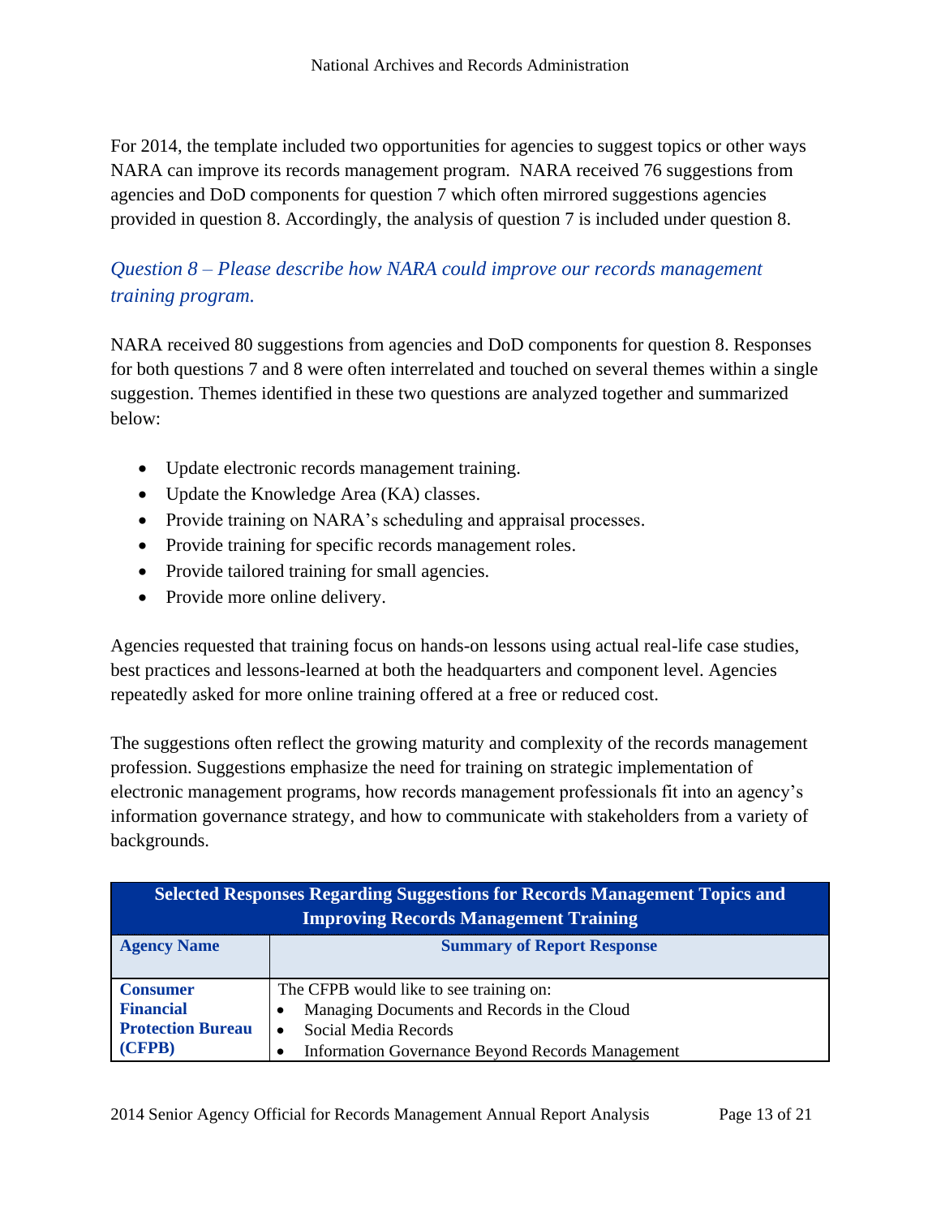For 2014, the template included two opportunities for agencies to suggest topics or other ways NARA can improve its records management program. NARA received 76 suggestions from agencies and DoD components for question 7 which often mirrored suggestions agencies provided in question 8. Accordingly, the analysis of question 7 is included under question 8.

### *Question 8 – Please describe how NARA could improve our records management training program.*

NARA received 80 suggestions from agencies and DoD components for question 8. Responses for both questions 7 and 8 were often interrelated and touched on several themes within a single suggestion. Themes identified in these two questions are analyzed together and summarized below:

- Update electronic records management training.
- Update the Knowledge Area (KA) classes.
- Provide training on NARA's scheduling and appraisal processes.
- Provide training for specific records management roles.
- Provide tailored training for small agencies.
- Provide more online delivery.

Agencies requested that training focus on hands-on lessons using actual real-life case studies, best practices and lessons-learned at both the headquarters and component level. Agencies repeatedly asked for more online training offered at a free or reduced cost.

The suggestions often reflect the growing maturity and complexity of the records management profession. Suggestions emphasize the need for training on strategic implementation of electronic management programs, how records management professionals fit into an agency's information governance strategy, and how to communicate with stakeholders from a variety of backgrounds.

| Selected Responses Regarding Suggestions for Records Management Topics and Improving Records Management Training | |
|---|---|
| **Agency Name** | **Summary of Report Response** |
| **Consumer Financial Protection Bureau (CFPB)** | The CFPB would like to see training on:<br>• Managing Documents and Records in the Cloud<br>• Social Media Records<br>• Information Governance Beyond Records Management |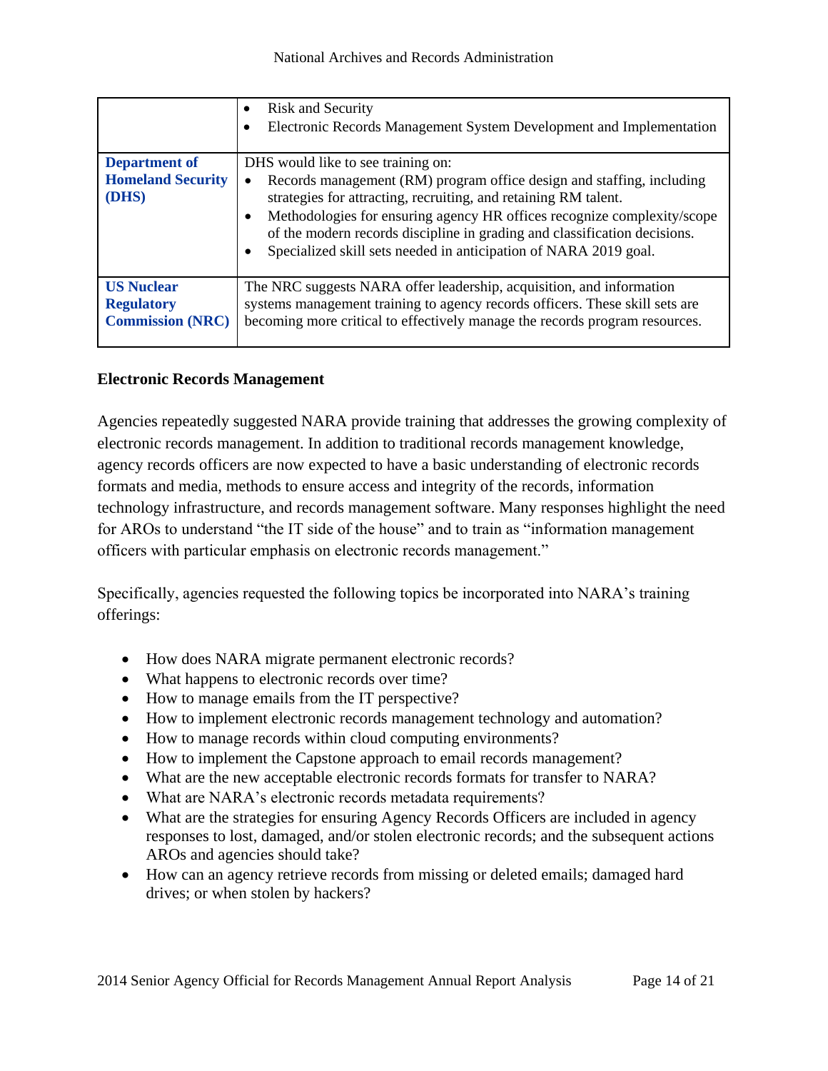| | |
|---|---|
| | • Risk and Security<br>• Electronic Records Management System Development and Implementation |
| **Department of Homeland Security (DHS)** | DHS would like to see training on:<br>• Records management (RM) program office design and staffing, including strategies for attracting, recruiting, and retaining RM talent.<br>• Methodologies for ensuring agency HR offices recognize complexity/scope of the modern records discipline in grading and classification decisions.<br>• Specialized skill sets needed in anticipation of NARA 2019 goal. |
| **US Nuclear Regulatory Commission (NRC)** | The NRC suggests NARA offer leadership, acquisition, and information systems management training to agency records officers. These skill sets are becoming more critical to effectively manage the records program resources. |

**Electronic Records Management**

Agencies repeatedly suggested NARA provide training that addresses the growing complexity of electronic records management. In addition to traditional records management knowledge, agency records officers are now expected to have a basic understanding of electronic records formats and media, methods to ensure access and integrity of the records, information technology infrastructure, and records management software. Many responses highlight the need for AROs to understand "the IT side of the house" and to train as "information management officers with particular emphasis on electronic records management."

Specifically, agencies requested the following topics be incorporated into NARA's training offerings:

- How does NARA migrate permanent electronic records?
- What happens to electronic records over time?
- How to manage emails from the IT perspective?
- How to implement electronic records management technology and automation?
- How to manage records within cloud computing environments?
- How to implement the Capstone approach to email records management?
- What are the new acceptable electronic records formats for transfer to NARA?
- What are NARA's electronic records metadata requirements?
- What are the strategies for ensuring Agency Records Officers are included in agency responses to lost, damaged, and/or stolen electronic records; and the subsequent actions AROs and agencies should take?
- How can an agency retrieve records from missing or deleted emails; damaged hard drives; or when stolen by hackers?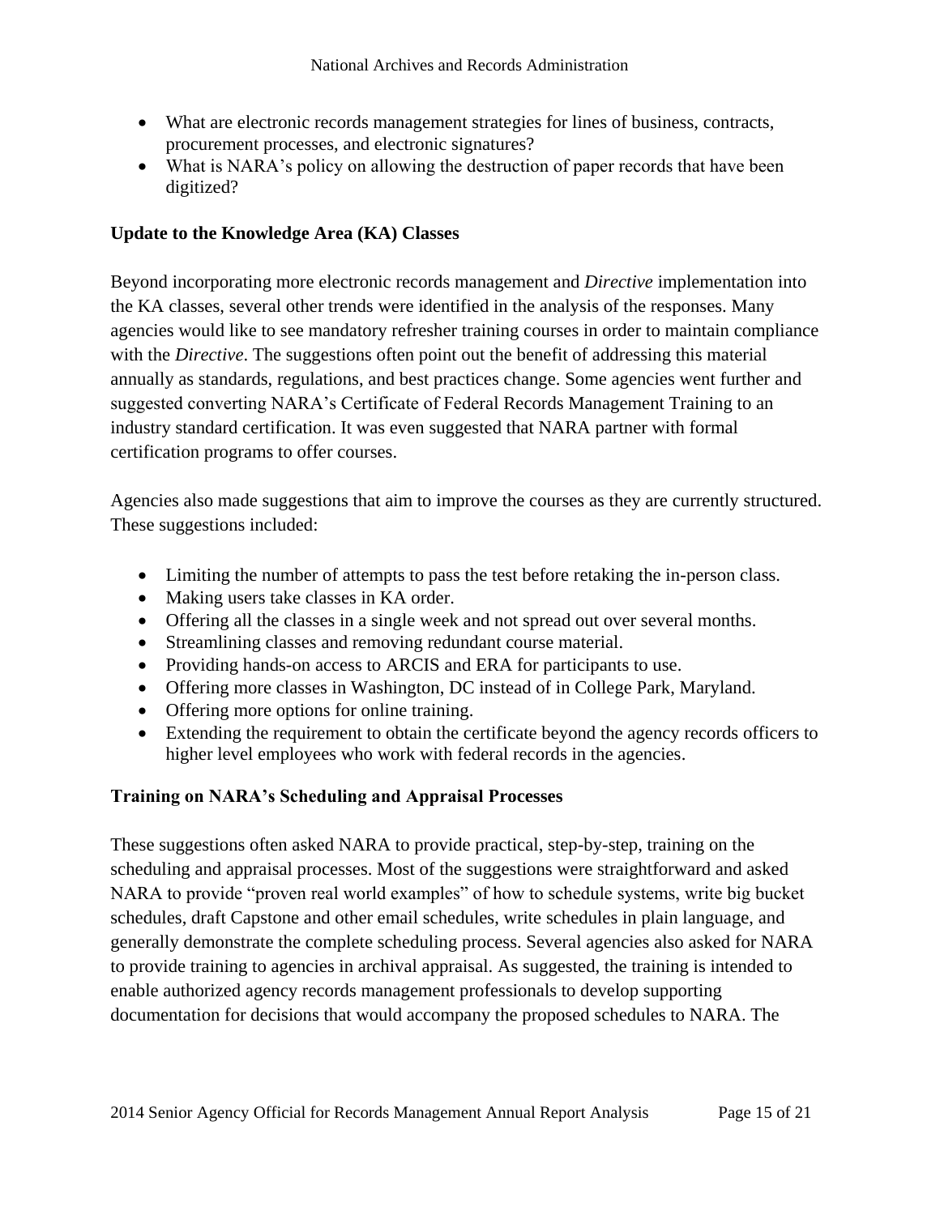- What are electronic records management strategies for lines of business, contracts, procurement processes, and electronic signatures?
- What is NARA's policy on allowing the destruction of paper records that have been digitized?

**Update to the Knowledge Area (KA) Classes**

Beyond incorporating more electronic records management and *Directive* implementation into the KA classes, several other trends were identified in the analysis of the responses. Many agencies would like to see mandatory refresher training courses in order to maintain compliance with the *Directive*. The suggestions often point out the benefit of addressing this material annually as standards, regulations, and best practices change. Some agencies went further and suggested converting NARA's Certificate of Federal Records Management Training to an industry standard certification. It was even suggested that NARA partner with formal certification programs to offer courses.

Agencies also made suggestions that aim to improve the courses as they are currently structured. These suggestions included:

- Limiting the number of attempts to pass the test before retaking the in-person class.
- Making users take classes in KA order.
- Offering all the classes in a single week and not spread out over several months.
- Streamlining classes and removing redundant course material.
- Providing hands-on access to ARCIS and ERA for participants to use.
- Offering more classes in Washington, DC instead of in College Park, Maryland.
- Offering more options for online training.
- Extending the requirement to obtain the certificate beyond the agency records officers to higher level employees who work with federal records in the agencies.

**Training on NARA's Scheduling and Appraisal Processes**

These suggestions often asked NARA to provide practical, step-by-step, training on the scheduling and appraisal processes. Most of the suggestions were straightforward and asked NARA to provide "proven real world examples" of how to schedule systems, write big bucket schedules, draft Capstone and other email schedules, write schedules in plain language, and generally demonstrate the complete scheduling process. Several agencies also asked for NARA to provide training to agencies in archival appraisal. As suggested, the training is intended to enable authorized agency records management professionals to develop supporting documentation for decisions that would accompany the proposed schedules to NARA. The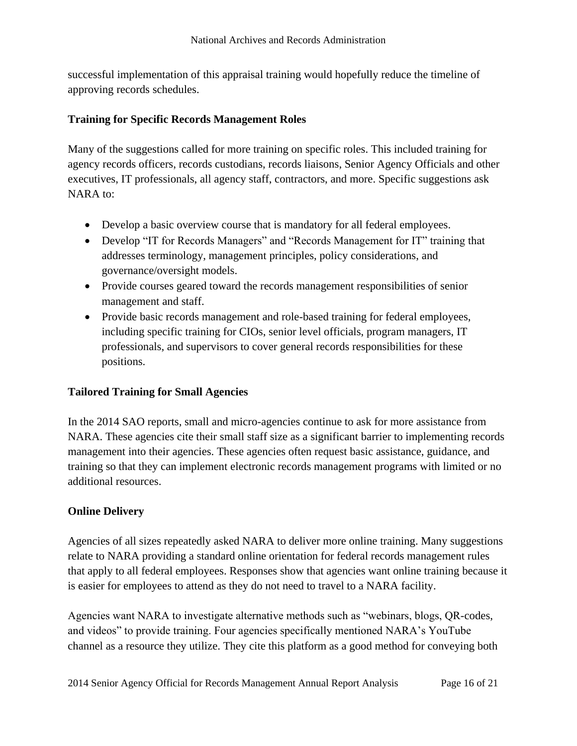successful implementation of this appraisal training would hopefully reduce the timeline of approving records schedules.

### Training for Specific Records Management Roles

Many of the suggestions called for more training on specific roles. This included training for agency records officers, records custodians, records liaisons, Senior Agency Officials and other executives, IT professionals, all agency staff, contractors, and more. Specific suggestions ask NARA to:

- Develop a basic overview course that is mandatory for all federal employees.
- Develop "IT for Records Managers" and "Records Management for IT" training that addresses terminology, management principles, policy considerations, and governance/oversight models.
- Provide courses geared toward the records management responsibilities of senior management and staff.
- Provide basic records management and role-based training for federal employees, including specific training for CIOs, senior level officials, program managers, IT professionals, and supervisors to cover general records responsibilities for these positions.

### Tailored Training for Small Agencies

In the 2014 SAO reports, small and micro-agencies continue to ask for more assistance from NARA. These agencies cite their small staff size as a significant barrier to implementing records management into their agencies. These agencies often request basic assistance, guidance, and training so that they can implement electronic records management programs with limited or no additional resources.

### Online Delivery

Agencies of all sizes repeatedly asked NARA to deliver more online training. Many suggestions relate to NARA providing a standard online orientation for federal records management rules that apply to all federal employees. Responses show that agencies want online training because it is easier for employees to attend as they do not need to travel to a NARA facility.

Agencies want NARA to investigate alternative methods such as "webinars, blogs, QR-codes, and videos" to provide training. Four agencies specifically mentioned NARA's YouTube channel as a resource they utilize. They cite this platform as a good method for conveying both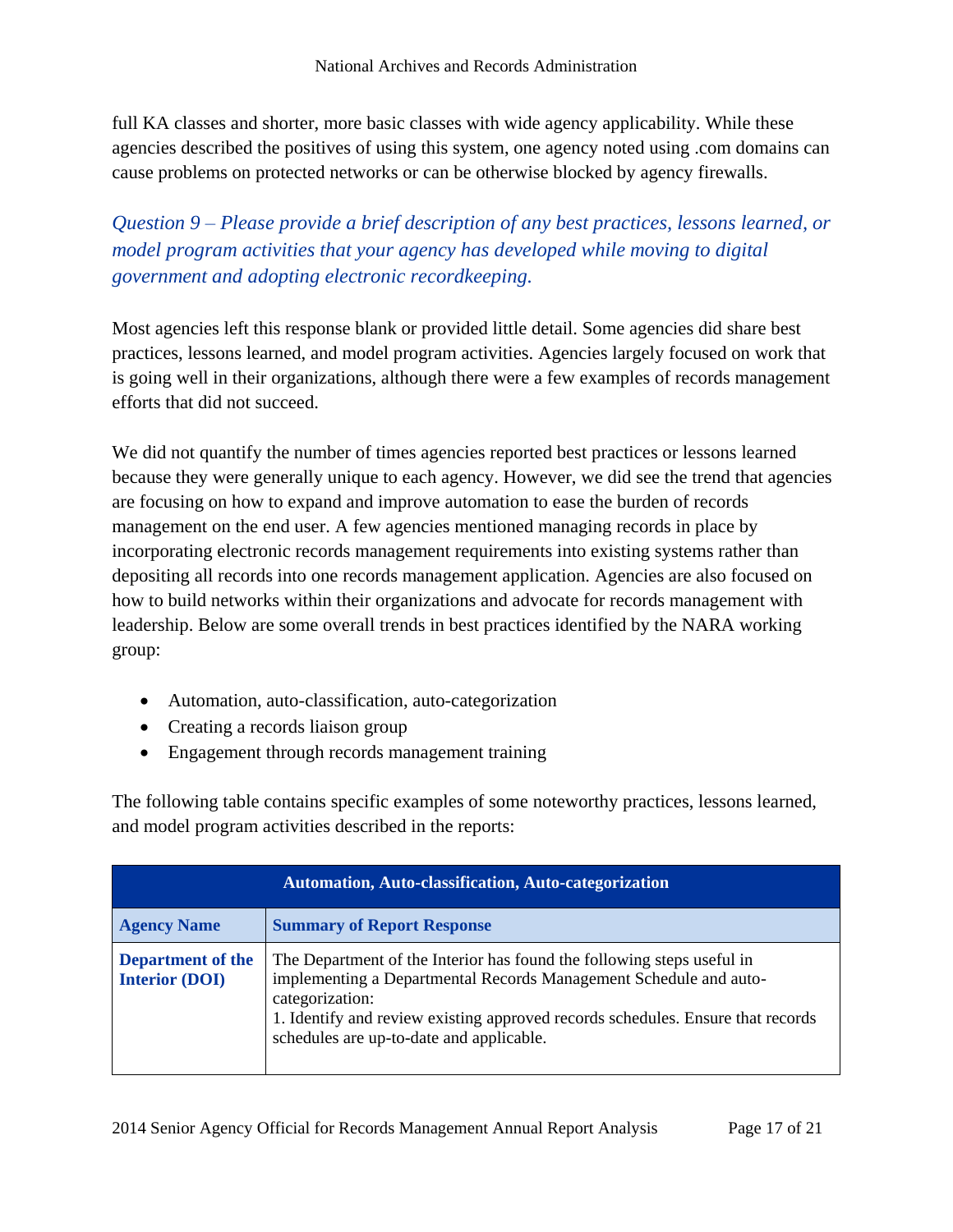full KA classes and shorter, more basic classes with wide agency applicability. While these agencies described the positives of using this system, one agency noted using .com domains can cause problems on protected networks or can be otherwise blocked by agency firewalls.

### *Question 9 – Please provide a brief description of any best practices, lessons learned, or model program activities that your agency has developed while moving to digital government and adopting electronic recordkeeping.*

Most agencies left this response blank or provided little detail. Some agencies did share best practices, lessons learned, and model program activities. Agencies largely focused on work that is going well in their organizations, although there were a few examples of records management efforts that did not succeed.

We did not quantify the number of times agencies reported best practices or lessons learned because they were generally unique to each agency. However, we did see the trend that agencies are focusing on how to expand and improve automation to ease the burden of records management on the end user. A few agencies mentioned managing records in place by incorporating electronic records management requirements into existing systems rather than depositing all records into one records management application. Agencies are also focused on how to build networks within their organizations and advocate for records management with leadership. Below are some overall trends in best practices identified by the NARA working group:

- Automation, auto-classification, auto-categorization
- Creating a records liaison group
- Engagement through records management training

The following table contains specific examples of some noteworthy practices, lessons learned, and model program activities described in the reports:

| **Automation, Auto-classification, Auto-categorization** | |
|---|---|
| **Agency Name** | **Summary of Report Response** |
| **Department of the Interior (DOI)** | The Department of the Interior has found the following steps useful in implementing a Departmental Records Management Schedule and auto-categorization:<br>1. Identify and review existing approved records schedules. Ensure that records schedules are up-to-date and applicable. |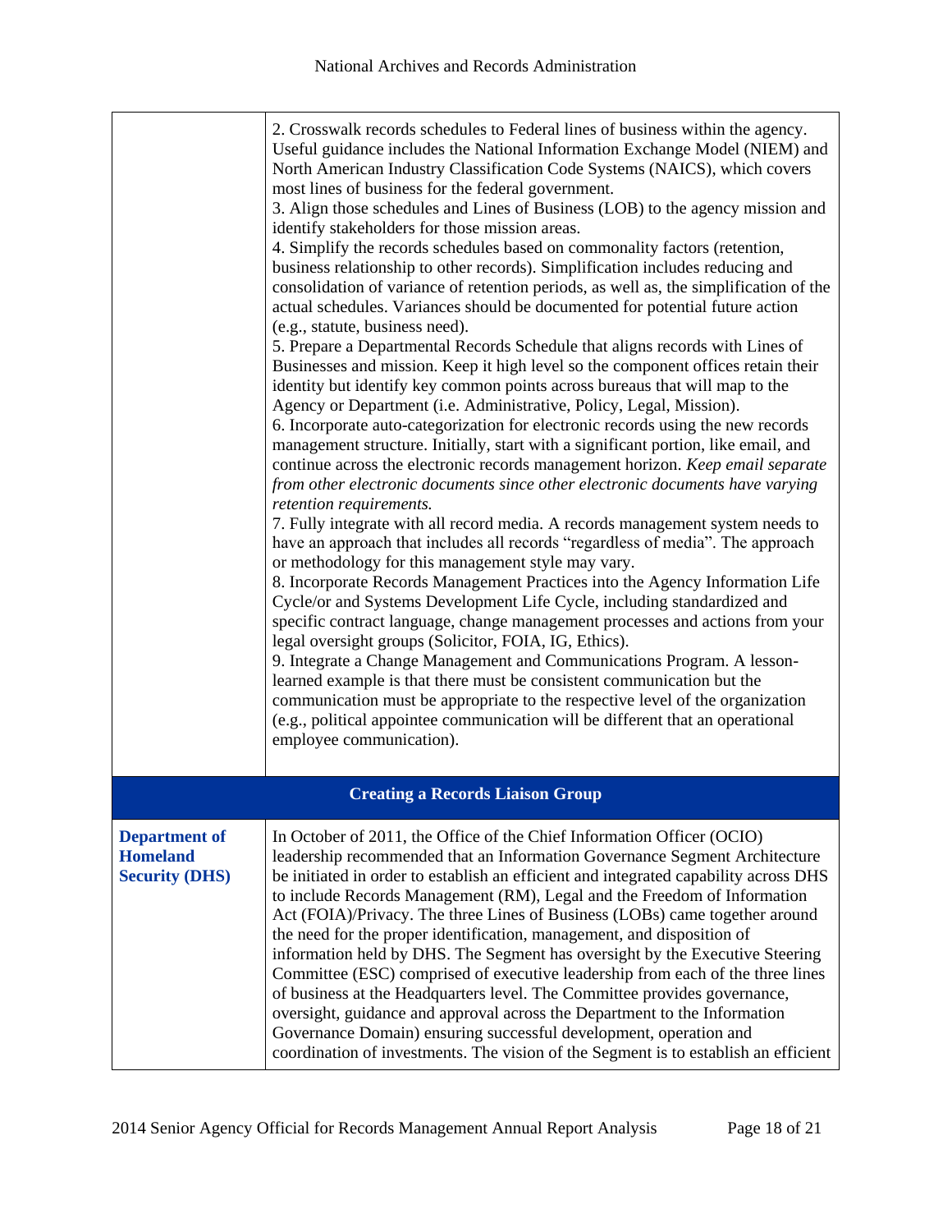| | |
|---|---|
| | 2. Crosswalk records schedules to Federal lines of business within the agency. Useful guidance includes the National Information Exchange Model (NIEM) and North American Industry Classification Code Systems (NAICS), which covers most lines of business for the federal government.<br>3. Align those schedules and Lines of Business (LOB) to the agency mission and identify stakeholders for those mission areas.<br>4. Simplify the records schedules based on commonality factors (retention, business relationship to other records). Simplification includes reducing and consolidation of variance of retention periods, as well as, the simplification of the actual schedules. Variances should be documented for potential future action (e.g., statute, business need).<br>5. Prepare a Departmental Records Schedule that aligns records with Lines of Businesses and mission. Keep it high level so the component offices retain their identity but identify key common points across bureaus that will map to the Agency or Department (i.e. Administrative, Policy, Legal, Mission).<br>6. Incorporate auto-categorization for electronic records using the new records management structure. Initially, start with a significant portion, like email, and continue across the electronic records management horizon. *Keep email separate from other electronic documents since other electronic documents have varying retention requirements.*<br>7. Fully integrate with all record media. A records management system needs to have an approach that includes all records "regardless of media". The approach or methodology for this management style may vary.<br>8. Incorporate Records Management Practices into the Agency Information Life Cycle/or and Systems Development Life Cycle, including standardized and specific contract language, change management processes and actions from your legal oversight groups (Solicitor, FOIA, IG, Ethics).<br>9. Integrate a Change Management and Communications Program. A lesson-learned example is that there must be consistent communication but the communication must be appropriate to the respective level of the organization (e.g., political appointee communication will be different that an operational employee communication). |
| **Creating a Records Liaison Group** | |
| **Department of Homeland Security (DHS)** | In October of 2011, the Office of the Chief Information Officer (OCIO) leadership recommended that an Information Governance Segment Architecture be initiated in order to establish an efficient and integrated capability across DHS to include Records Management (RM), Legal and the Freedom of Information Act (FOIA)/Privacy. The three Lines of Business (LOBs) came together around the need for the proper identification, management, and disposition of information held by DHS. The Segment has oversight by the Executive Steering Committee (ESC) comprised of executive leadership from each of the three lines of business at the Headquarters level. The Committee provides governance, oversight, guidance and approval across the Department to the Information Governance Domain) ensuring successful development, operation and coordination of investments. The vision of the Segment is to establish an efficient |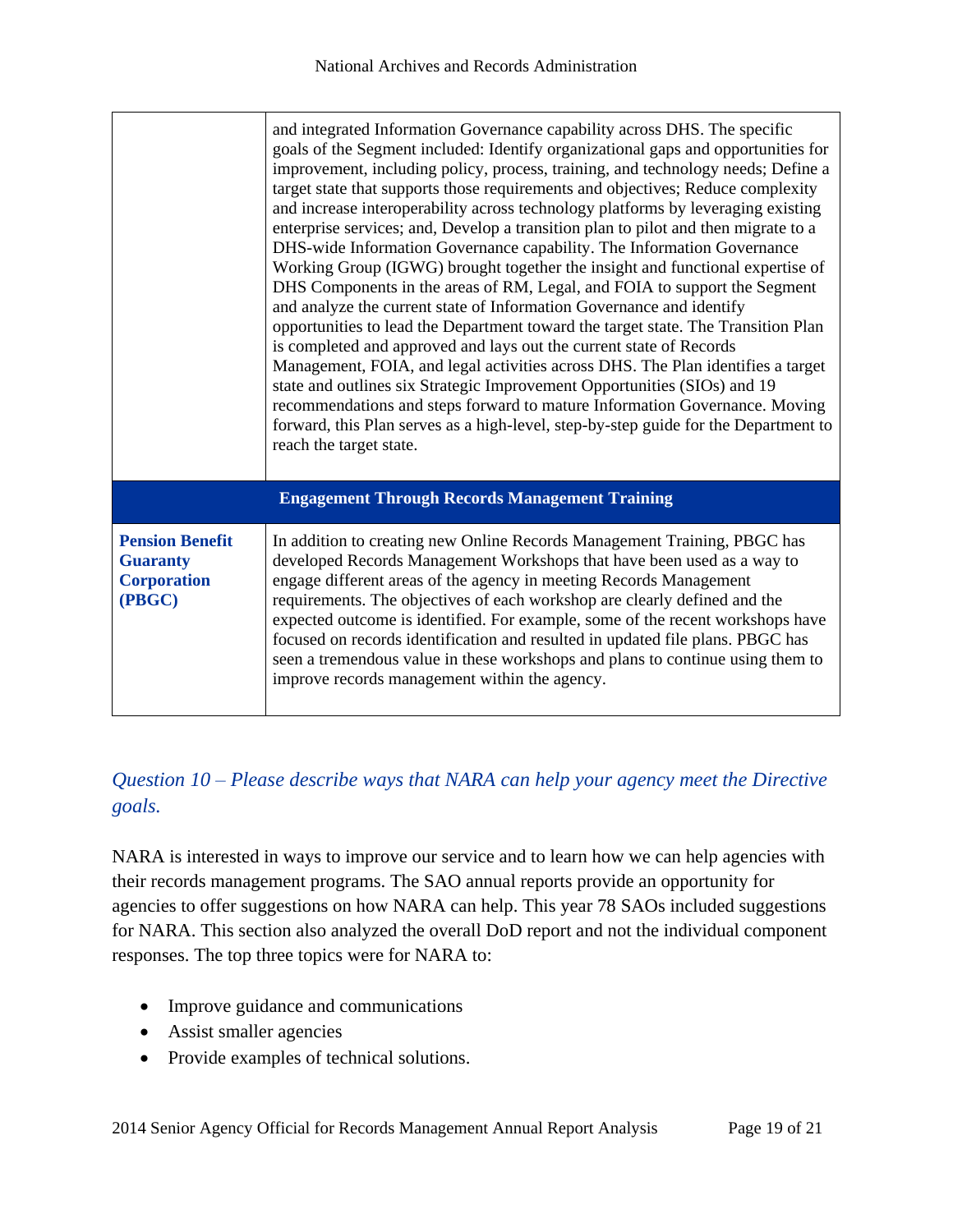| | |
|---|---|
| | and integrated Information Governance capability across DHS. The specific goals of the Segment included: Identify organizational gaps and opportunities for improvement, including policy, process, training, and technology needs; Define a target state that supports those requirements and objectives; Reduce complexity and increase interoperability across technology platforms by leveraging existing enterprise services; and, Develop a transition plan to pilot and then migrate to a DHS-wide Information Governance capability. The Information Governance Working Group (IGWG) brought together the insight and functional expertise of DHS Components in the areas of RM, Legal, and FOIA to support the Segment and analyze the current state of Information Governance and identify opportunities to lead the Department toward the target state. The Transition Plan is completed and approved and lays out the current state of Records Management, FOIA, and legal activities across DHS. The Plan identifies a target state and outlines six Strategic Improvement Opportunities (SIOs) and 19 recommendations and steps forward to mature Information Governance. Moving forward, this Plan serves as a high-level, step-by-step guide for the Department to reach the target state. |
| **Engagement Through Records Management Training** | |
| **Pension Benefit Guaranty Corporation (PBGC)** | In addition to creating new Online Records Management Training, PBGC has developed Records Management Workshops that have been used as a way to engage different areas of the agency in meeting Records Management requirements. The objectives of each workshop are clearly defined and the expected outcome is identified. For example, some of the recent workshops have focused on records identification and resulted in updated file plans. PBGC has seen a tremendous value in these workshops and plans to continue using them to improve records management within the agency. |

### *Question 10 – Please describe ways that NARA can help your agency meet the Directive goals.*

NARA is interested in ways to improve our service and to learn how we can help agencies with their records management programs. The SAO annual reports provide an opportunity for agencies to offer suggestions on how NARA can help. This year 78 SAOs included suggestions for NARA. This section also analyzed the overall DoD report and not the individual component responses. The top three topics were for NARA to:

- Improve guidance and communications
- Assist smaller agencies
- Provide examples of technical solutions.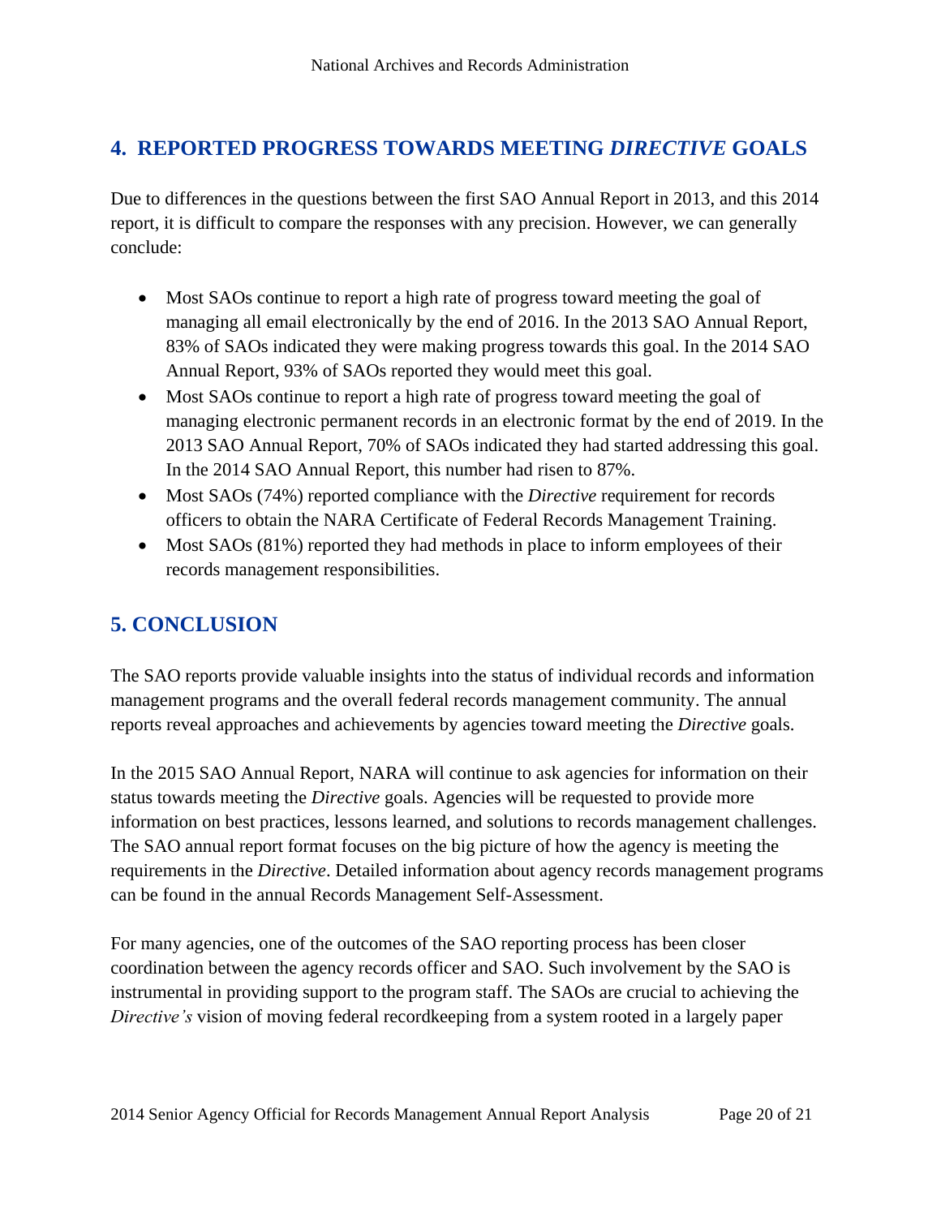## 4. REPORTED PROGRESS TOWARDS MEETING *DIRECTIVE* GOALS

Due to differences in the questions between the first SAO Annual Report in 2013, and this 2014 report, it is difficult to compare the responses with any precision. However, we can generally conclude:

- Most SAOs continue to report a high rate of progress toward meeting the goal of managing all email electronically by the end of 2016. In the 2013 SAO Annual Report, 83% of SAOs indicated they were making progress towards this goal. In the 2014 SAO Annual Report, 93% of SAOs reported they would meet this goal.
- Most SAOs continue to report a high rate of progress toward meeting the goal of managing electronic permanent records in an electronic format by the end of 2019. In the 2013 SAO Annual Report, 70% of SAOs indicated they had started addressing this goal. In the 2014 SAO Annual Report, this number had risen to 87%.
- Most SAOs (74%) reported compliance with the *Directive* requirement for records officers to obtain the NARA Certificate of Federal Records Management Training.
- Most SAOs (81%) reported they had methods in place to inform employees of their records management responsibilities.

## 5. CONCLUSION

The SAO reports provide valuable insights into the status of individual records and information management programs and the overall federal records management community. The annual reports reveal approaches and achievements by agencies toward meeting the *Directive* goals.

In the 2015 SAO Annual Report, NARA will continue to ask agencies for information on their status towards meeting the *Directive* goals. Agencies will be requested to provide more information on best practices, lessons learned, and solutions to records management challenges. The SAO annual report format focuses on the big picture of how the agency is meeting the requirements in the *Directive*. Detailed information about agency records management programs can be found in the annual Records Management Self-Assessment.

For many agencies, one of the outcomes of the SAO reporting process has been closer coordination between the agency records officer and SAO. Such involvement by the SAO is instrumental in providing support to the program staff. The SAOs are crucial to achieving the *Directive's* vision of moving federal recordkeeping from a system rooted in a largely paper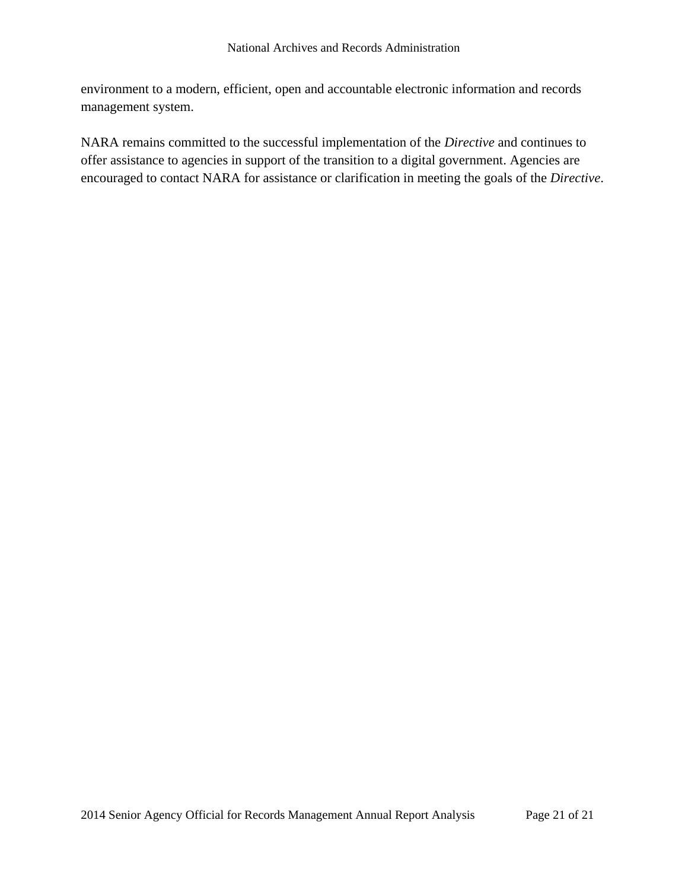environment to a modern, efficient, open and accountable electronic information and records management system.

NARA remains committed to the successful implementation of the *Directive* and continues to offer assistance to agencies in support of the transition to a digital government. Agencies are encouraged to contact NARA for assistance or clarification in meeting the goals of the *Directive*.